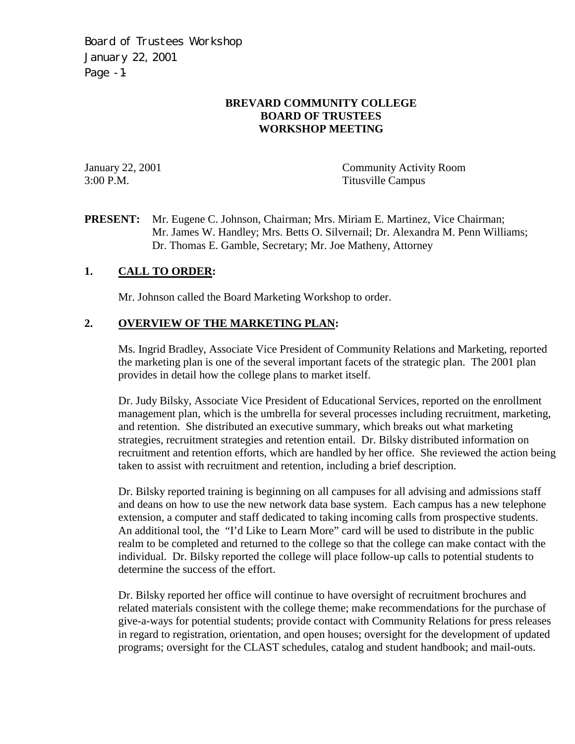# BREVARD COMMUNITY COLLEGE
# BOARD OF TRUSTEES
# WORKSHOP MEETING

January 22, 2001 — Community Activity Room
3:00 P.M. — Titusville Campus

**PRESENT:** Mr. Eugene C. Johnson, Chairman; Mrs. Miriam E. Martinez, Vice Chairman; Mr. James W. Handley; Mrs. Betts O. Silvernail; Dr. Alexandra M. Penn Williams; Dr. Thomas E. Gamble, Secretary; Mr. Joe Matheny, Attorney

## 1. CALL TO ORDER:

Mr. Johnson called the Board Marketing Workshop to order.

## 2. OVERVIEW OF THE MARKETING PLAN:

Ms. Ingrid Bradley, Associate Vice President of Community Relations and Marketing, reported the marketing plan is one of the several important facets of the strategic plan. The 2001 plan provides in detail how the college plans to market itself.

Dr. Judy Bilsky, Associate Vice President of Educational Services, reported on the enrollment management plan, which is the umbrella for several processes including recruitment, marketing, and retention. She distributed an executive summary, which breaks out what marketing strategies, recruitment strategies and retention entail. Dr. Bilsky distributed information on recruitment and retention efforts, which are handled by her office. She reviewed the action being taken to assist with recruitment and retention, including a brief description.

Dr. Bilsky reported training is beginning on all campuses for all advising and admissions staff and deans on how to use the new network data base system. Each campus has a new telephone extension, a computer and staff dedicated to taking incoming calls from prospective students. An additional tool, the "I'd Like to Learn More" card will be used to distribute in the public realm to be completed and returned to the college so that the college can make contact with the individual. Dr. Bilsky reported the college will place follow-up calls to potential students to determine the success of the effort.

Dr. Bilsky reported her office will continue to have oversight of recruitment brochures and related materials consistent with the college theme; make recommendations for the purchase of give-a-ways for potential students; provide contact with Community Relations for press releases in regard to registration, orientation, and open houses; oversight for the development of updated programs; oversight for the CLAST schedules, catalog and student handbook; and mail-outs.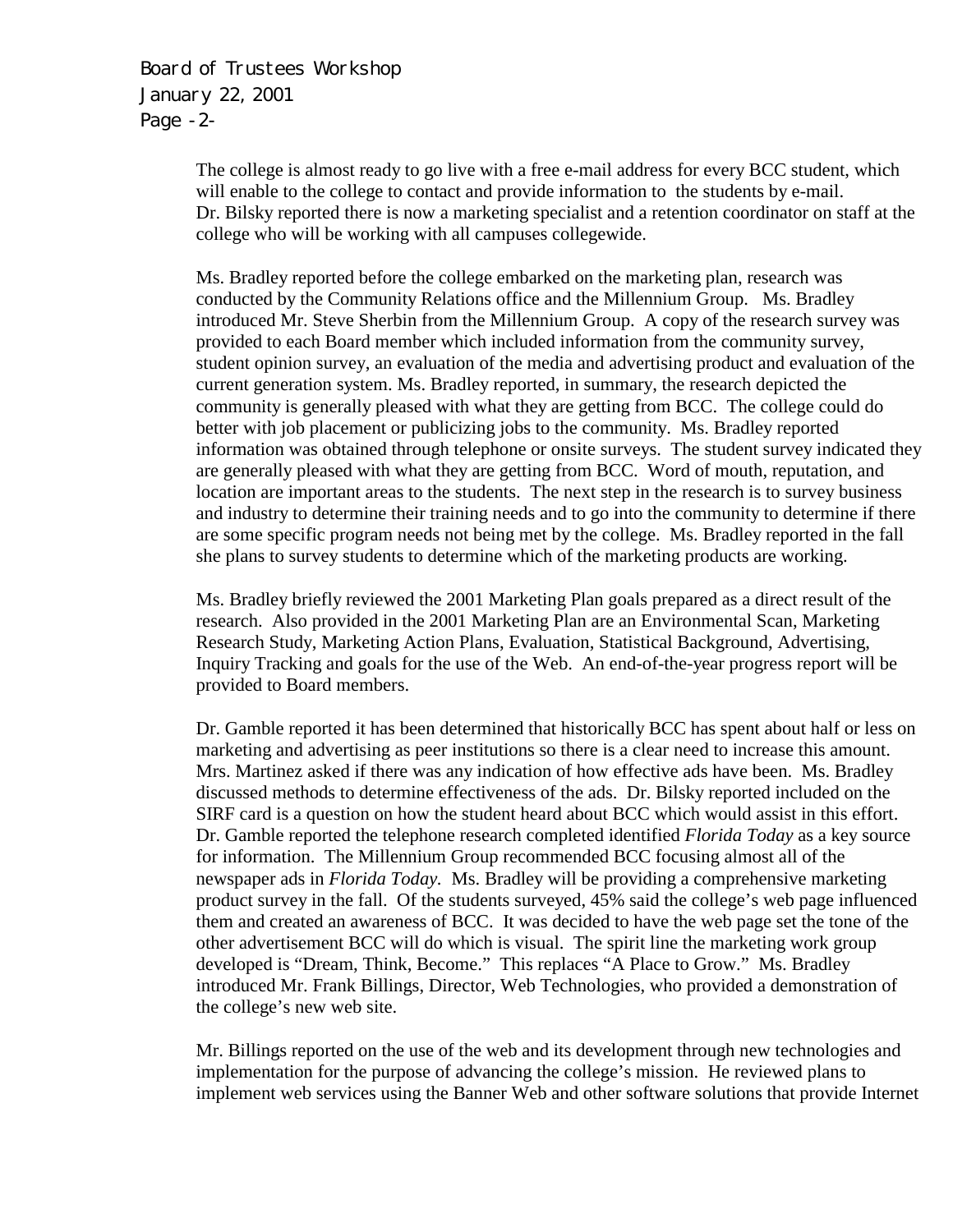The college is almost ready to go live with a free e-mail address for every BCC student, which will enable to the college to contact and provide information to the students by e-mail. Dr. Bilsky reported there is now a marketing specialist and a retention coordinator on staff at the college who will be working with all campuses collegewide.

Ms. Bradley reported before the college embarked on the marketing plan, research was conducted by the Community Relations office and the Millennium Group. Ms. Bradley introduced Mr. Steve Sherbin from the Millennium Group. A copy of the research survey was provided to each Board member which included information from the community survey, student opinion survey, an evaluation of the media and advertising product and evaluation of the current generation system. Ms. Bradley reported, in summary, the research depicted the community is generally pleased with what they are getting from BCC. The college could do better with job placement or publicizing jobs to the community. Ms. Bradley reported information was obtained through telephone or onsite surveys. The student survey indicated they are generally pleased with what they are getting from BCC. Word of mouth, reputation, and location are important areas to the students. The next step in the research is to survey business and industry to determine their training needs and to go into the community to determine if there are some specific program needs not being met by the college. Ms. Bradley reported in the fall she plans to survey students to determine which of the marketing products are working.

Ms. Bradley briefly reviewed the 2001 Marketing Plan goals prepared as a direct result of the research. Also provided in the 2001 Marketing Plan are an Environmental Scan, Marketing Research Study, Marketing Action Plans, Evaluation, Statistical Background, Advertising, Inquiry Tracking and goals for the use of the Web. An end-of-the-year progress report will be provided to Board members.

Dr. Gamble reported it has been determined that historically BCC has spent about half or less on marketing and advertising as peer institutions so there is a clear need to increase this amount. Mrs. Martinez asked if there was any indication of how effective ads have been. Ms. Bradley discussed methods to determine effectiveness of the ads. Dr. Bilsky reported included on the SIRF card is a question on how the student heard about BCC which would assist in this effort. Dr. Gamble reported the telephone research completed identified *Florida Today* as a key source for information. The Millennium Group recommended BCC focusing almost all of the newspaper ads in *Florida Today.* Ms. Bradley will be providing a comprehensive marketing product survey in the fall. Of the students surveyed, 45% said the college's web page influenced them and created an awareness of BCC. It was decided to have the web page set the tone of the other advertisement BCC will do which is visual. The spirit line the marketing work group developed is "Dream, Think, Become." This replaces "A Place to Grow." Ms. Bradley introduced Mr. Frank Billings, Director, Web Technologies, who provided a demonstration of the college's new web site.

Mr. Billings reported on the use of the web and its development through new technologies and implementation for the purpose of advancing the college's mission. He reviewed plans to implement web services using the Banner Web and other software solutions that provide Internet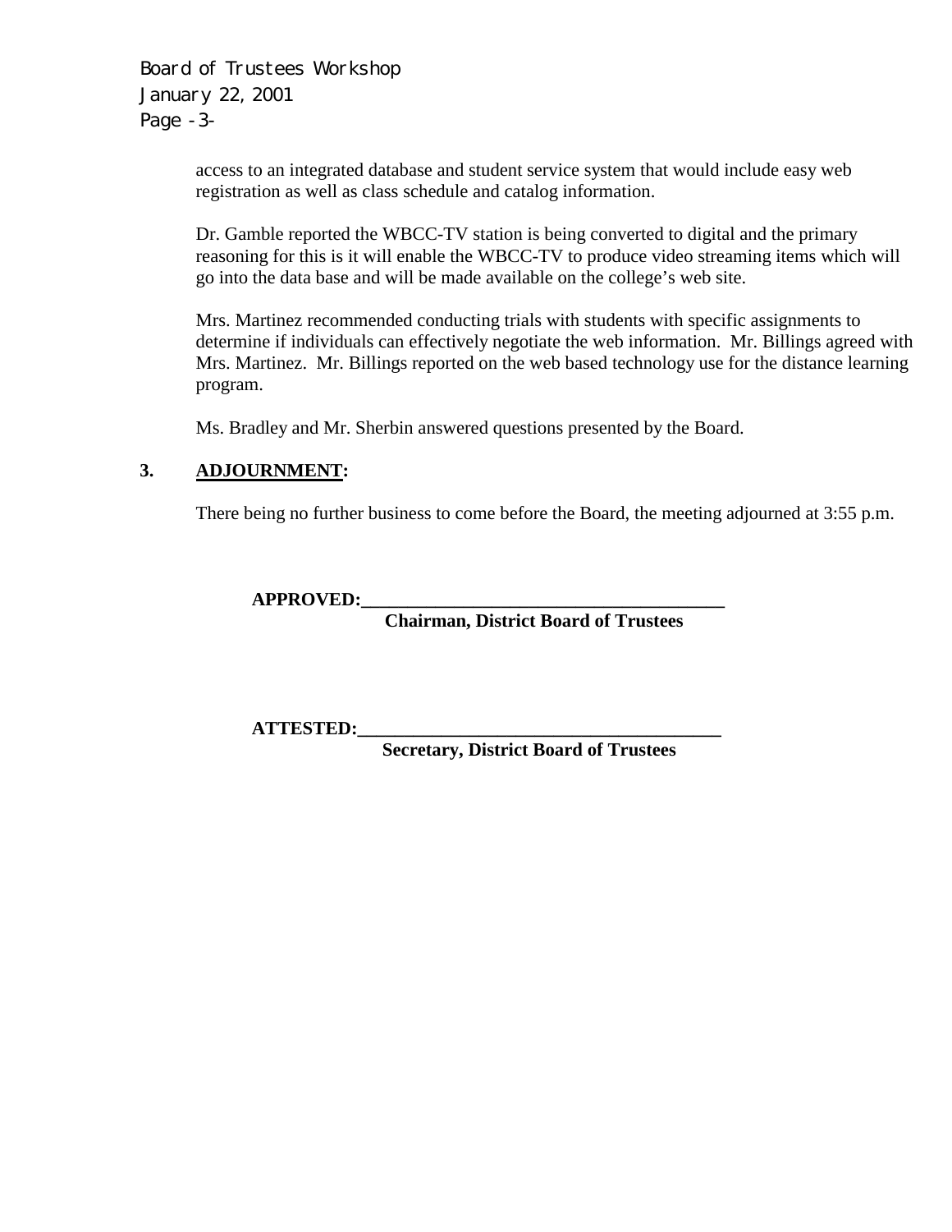access to an integrated database and student service system that would include easy web registration as well as class schedule and catalog information.

Dr. Gamble reported the WBCC-TV station is being converted to digital and the primary reasoning for this is it will enable the WBCC-TV to produce video streaming items which will go into the data base and will be made available on the college's web site.

Mrs. Martinez recommended conducting trials with students with specific assignments to determine if individuals can effectively negotiate the web information. Mr. Billings agreed with Mrs. Martinez. Mr. Billings reported on the web based technology use for the distance learning program.

Ms. Bradley and Mr. Sherbin answered questions presented by the Board.

**3. ADJOURNMENT:**

There being no further business to come before the Board, the meeting adjourned at 3:55 p.m.

**APPROVED:**_______________________________________
**Chairman, District Board of Trustees**

**ATTESTED:**_______________________________________
**Secretary, District Board of Trustees**